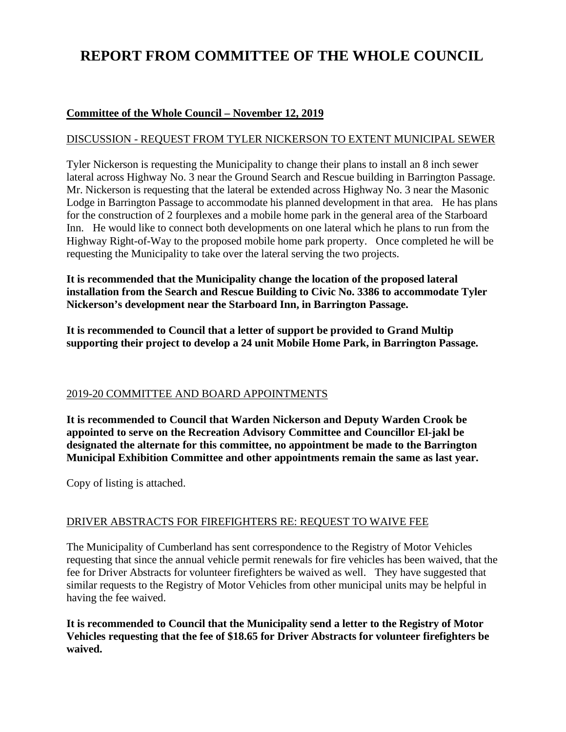# REPORT FROM COMMITTEE OF THE WHOLE COUNCIL

## Committee of the Whole Council – November 12, 2019

### DISCUSSION - REQUEST FROM TYLER NICKERSON TO EXTENT MUNICIPAL SEWER

Tyler Nickerson is requesting the Municipality to change their plans to install an 8 inch sewer lateral across Highway No. 3 near the Ground Search and Rescue building in Barrington Passage. Mr. Nickerson is requesting that the lateral be extended across Highway No. 3 near the Masonic Lodge in Barrington Passage to accommodate his planned development in that area. He has plans for the construction of 2 fourplexes and a mobile home park in the general area of the Starboard Inn. He would like to connect both developments on one lateral which he plans to run from the Highway Right-of-Way to the proposed mobile home park property. Once completed he will be requesting the Municipality to take over the lateral serving the two projects.

**It is recommended that the Municipality change the location of the proposed lateral installation from the Search and Rescue Building to Civic No. 3386 to accommodate Tyler Nickerson's development near the Starboard Inn, in Barrington Passage.**

**It is recommended to Council that a letter of support be provided to Grand Multip supporting their project to develop a 24 unit Mobile Home Park, in Barrington Passage.**

### 2019-20 COMMITTEE AND BOARD APPOINTMENTS

**It is recommended to Council that Warden Nickerson and Deputy Warden Crook be appointed to serve on the Recreation Advisory Committee and Councillor El-jakl be designated the alternate for this committee, no appointment be made to the Barrington Municipal Exhibition Committee and other appointments remain the same as last year.**

Copy of listing is attached.

### DRIVER ABSTRACTS FOR FIREFIGHTERS RE: REQUEST TO WAIVE FEE

The Municipality of Cumberland has sent correspondence to the Registry of Motor Vehicles requesting that since the annual vehicle permit renewals for fire vehicles has been waived, that the fee for Driver Abstracts for volunteer firefighters be waived as well. They have suggested that similar requests to the Registry of Motor Vehicles from other municipal units may be helpful in having the fee waived.

**It is recommended to Council that the Municipality send a letter to the Registry of Motor Vehicles requesting that the fee of $18.65 for Driver Abstracts for volunteer firefighters be waived.**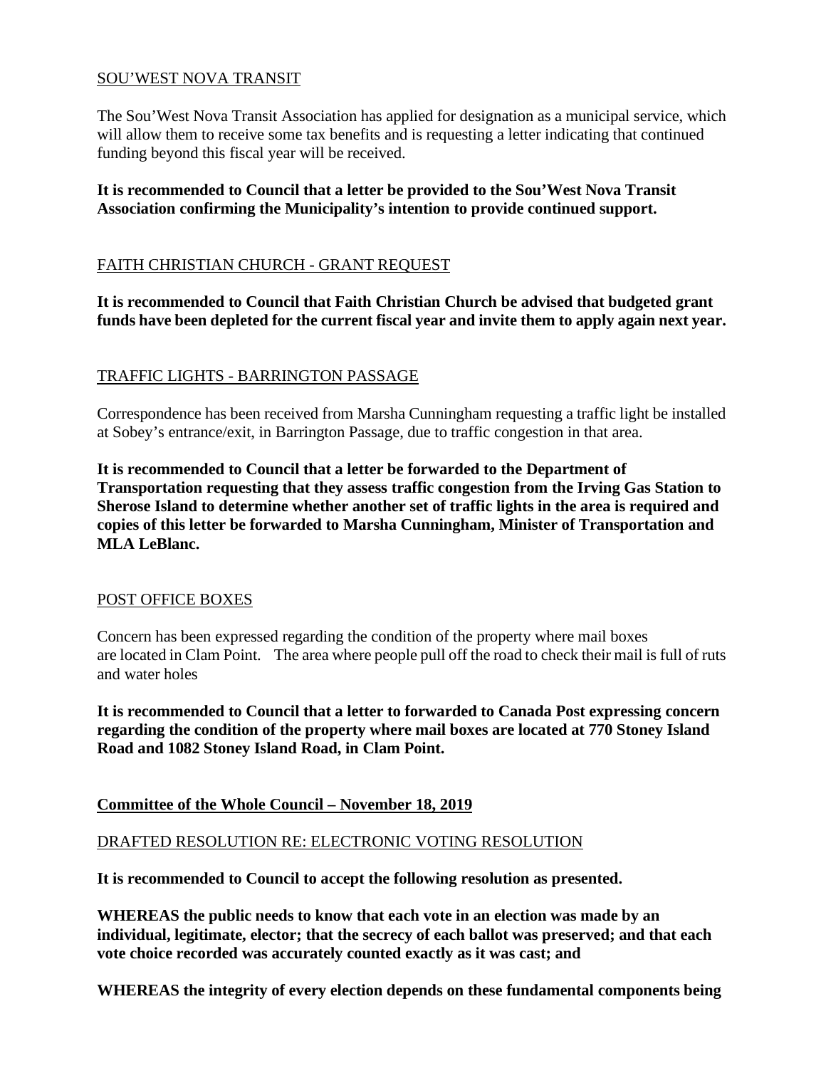SOU'WEST NOVA TRANSIT

The Sou'West Nova Transit Association has applied for designation as a municipal service, which will allow them to receive some tax benefits and is requesting a letter indicating that continued funding beyond this fiscal year will be received.

**It is recommended to Council that a letter be provided to the Sou'West Nova Transit Association confirming the Municipality's intention to provide continued support.**

FAITH CHRISTIAN CHURCH - GRANT REQUEST

**It is recommended to Council that Faith Christian Church be advised that budgeted grant funds have been depleted for the current fiscal year and invite them to apply again next year.**

TRAFFIC LIGHTS - BARRINGTON PASSAGE

Correspondence has been received from Marsha Cunningham requesting a traffic light be installed at Sobey's entrance/exit, in Barrington Passage, due to traffic congestion in that area.

**It is recommended to Council that a letter be forwarded to the Department of Transportation requesting that they assess traffic congestion from the Irving Gas Station to Sherose Island to determine whether another set of traffic lights in the area is required and copies of this letter be forwarded to Marsha Cunningham, Minister of Transportation and MLA LeBlanc.**

POST OFFICE BOXES

Concern has been expressed regarding the condition of the property where mail boxes are located in Clam Point. The area where people pull off the road to check their mail is full of ruts and water holes

**It is recommended to Council that a letter to forwarded to Canada Post expressing concern regarding the condition of the property where mail boxes are located at 770 Stoney Island Road and 1082 Stoney Island Road, in Clam Point.**

## Committee of the Whole Council – November 18, 2019

DRAFTED RESOLUTION RE: ELECTRONIC VOTING RESOLUTION

**It is recommended to Council to accept the following resolution as presented.**

**WHEREAS the public needs to know that each vote in an election was made by an individual, legitimate, elector; that the secrecy of each ballot was preserved; and that each vote choice recorded was accurately counted exactly as it was cast; and**

**WHEREAS the integrity of every election depends on these fundamental components being**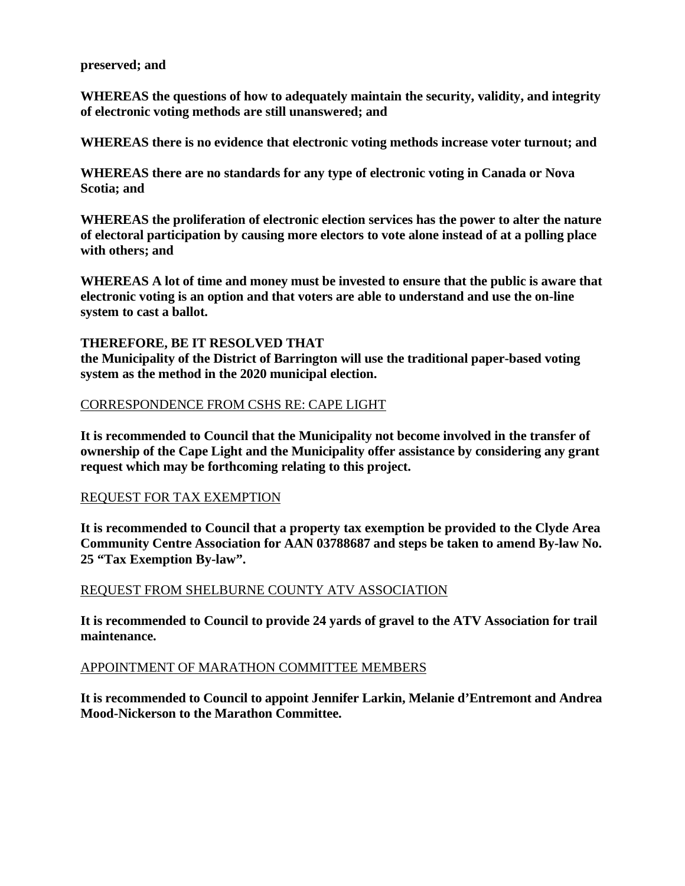**preserved; and**

**WHEREAS the questions of how to adequately maintain the security, validity, and integrity of electronic voting methods are still unanswered; and**

**WHEREAS there is no evidence that electronic voting methods increase voter turnout; and**

**WHEREAS there are no standards for any type of electronic voting in Canada or Nova Scotia; and**

**WHEREAS the proliferation of electronic election services has the power to alter the nature of electoral participation by causing more electors to vote alone instead of at a polling place with others; and**

**WHEREAS A lot of time and money must be invested to ensure that the public is aware that electronic voting is an option and that voters are able to understand and use the on-line system to cast a ballot.**

**THEREFORE, BE IT RESOLVED THAT**
**the Municipality of the District of Barrington will use the traditional paper-based voting system as the method in the 2020 municipal election.**

<u>CORRESPONDENCE FROM CSHS RE: CAPE LIGHT</u>

**It is recommended to Council that the Municipality not become involved in the transfer of ownership of the Cape Light and the Municipality offer assistance by considering any grant request which may be forthcoming relating to this project.**

<u>REQUEST FOR TAX EXEMPTION</u>

**It is recommended to Council that a property tax exemption be provided to the Clyde Area Community Centre Association for AAN 03788687 and steps be taken to amend By-law No. 25 "Tax Exemption By-law".**

<u>REQUEST FROM SHELBURNE COUNTY ATV ASSOCIATION</u>

**It is recommended to Council to provide 24 yards of gravel to the ATV Association for trail maintenance.**

<u>APPOINTMENT OF MARATHON COMMITTEE MEMBERS</u>

**It is recommended to Council to appoint Jennifer Larkin, Melanie d'Entremont and Andrea Mood-Nickerson to the Marathon Committee.**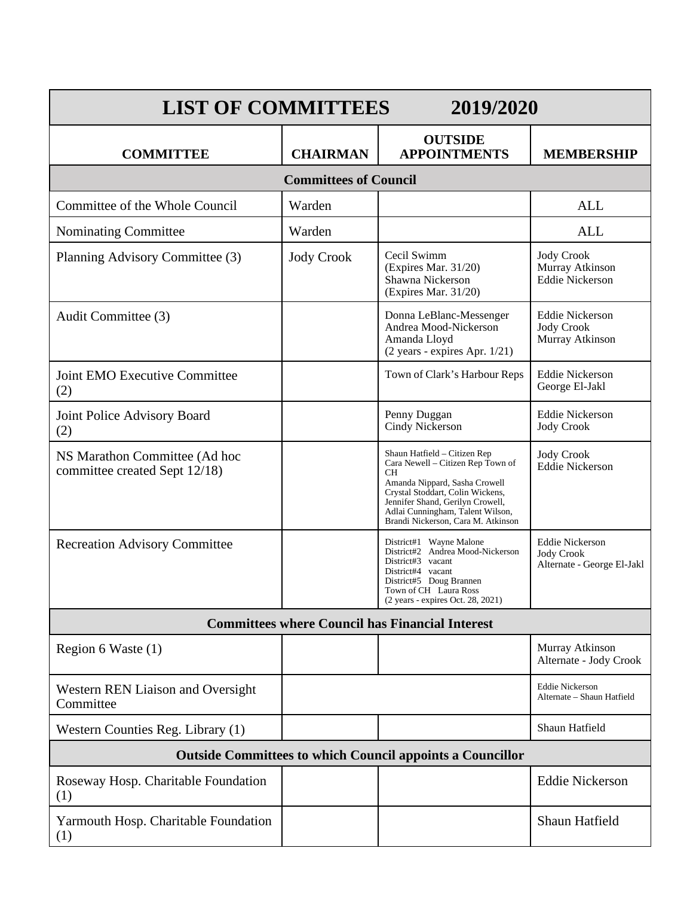| LIST OF COMMITTEES 2019/2020 | | | |
|---|---|---|---|
| **COMMITTEE** | **CHAIRMAN** | **OUTSIDE APPOINTMENTS** | **MEMBERSHIP** |
| **Committees of Council** | | | |
| Committee of the Whole Council | Warden | | ALL |
| Nominating Committee | Warden | | ALL |
| Planning Advisory Committee (3) | Jody Crook | Cecil Swimm (Expires Mar. 31/20) Shawna Nickerson (Expires Mar. 31/20) | Jody Crook Murray Atkinson Eddie Nickerson |
| Audit Committee (3) | | Donna LeBlanc-Messenger Andrea Mood-Nickerson Amanda Lloyd (2 years - expires Apr. 1/21) | Eddie Nickerson Jody Crook Murray Atkinson |
| Joint EMO Executive Committee (2) | | Town of Clark's Harbour Reps | Eddie Nickerson George El-Jakl |
| Joint Police Advisory Board (2) | | Penny Duggan Cindy Nickerson | Eddie Nickerson Jody Crook |
| NS Marathon Committee (Ad hoc committee created Sept 12/18) | | Shaun Hatfield – Citizen Rep Cara Newell – Citizen Rep Town of CH Amanda Nippard, Sasha Crowell Crystal Stoddart, Colin Wickens, Jennifer Shand, Gerilyn Crowell, Adlai Cunningham, Talent Wilson, Brandi Nickerson, Cara M. Atkinson | Jody Crook Eddie Nickerson |
| Recreation Advisory Committee | | District#1 Wayne Malone District#2 Andrea Mood-Nickerson District#3 vacant District#4 vacant District#5 Doug Brannen Town of CH Laura Ross (2 years - expires Oct. 28, 2021) | Eddie Nickerson Jody Crook Alternate - George El-Jakl |
| **Committees where Council has Financial Interest** | | | |
| Region 6 Waste (1) | | | Murray Atkinson Alternate - Jody Crook |
| Western REN Liaison and Oversight Committee | | | Eddie Nickerson Alternate – Shaun Hatfield |
| Western Counties Reg. Library (1) | | | Shaun Hatfield |
| **Outside Committees to which Council appoints a Councillor** | | | |
| Roseway Hosp. Charitable Foundation (1) | | | Eddie Nickerson |
| Yarmouth Hosp. Charitable Foundation (1) | | | Shaun Hatfield |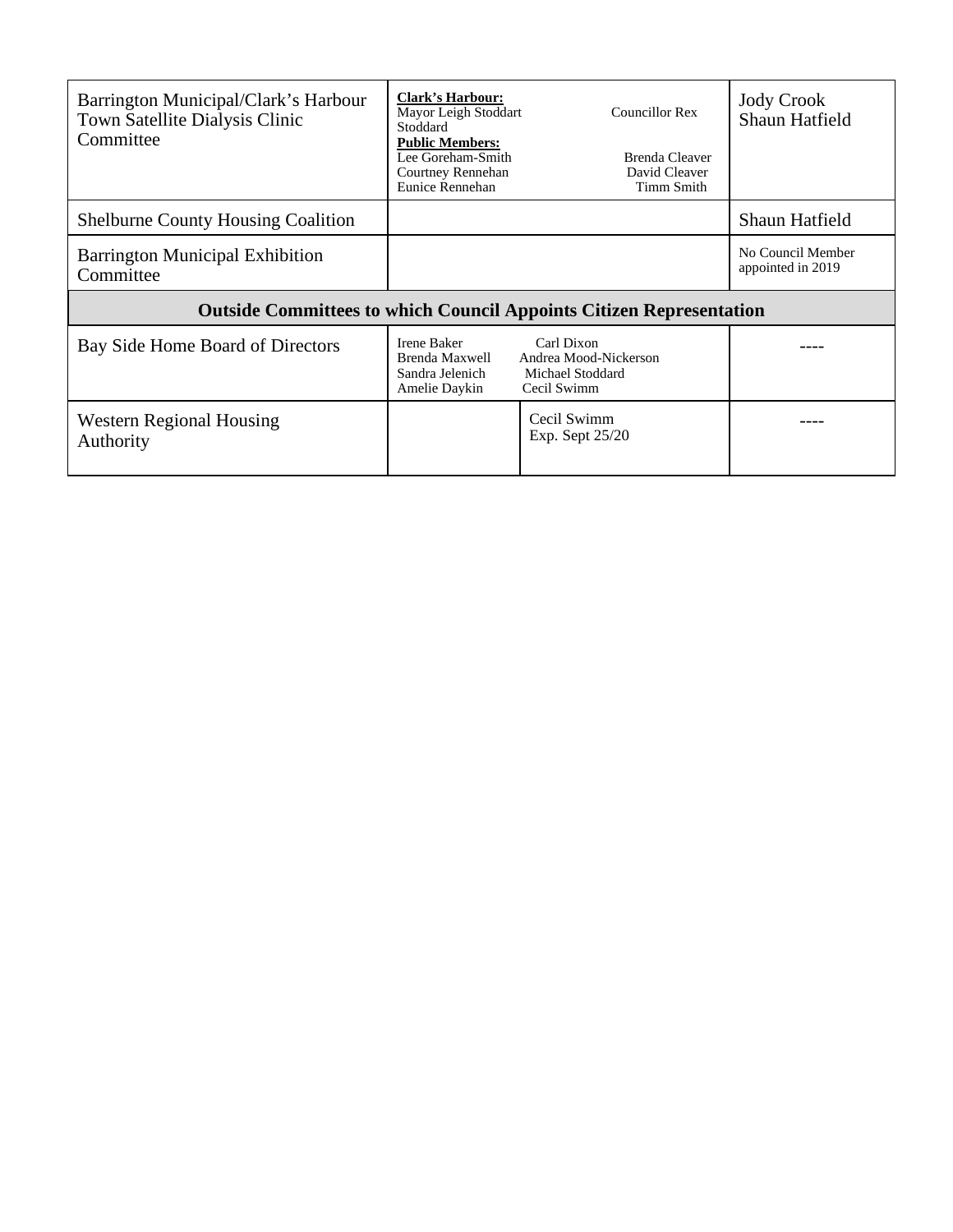| | | |
|---|---|---|
| Barrington Municipal/Clark's Harbour Town Satellite Dialysis Clinic Committee | **Clark's Harbour:** Mayor Leigh Stoddart, Councillor Rex Stoddard **Public Members:** Lee Goreham-Smith, Brenda Cleaver, Courtney Rennehan, David Cleaver, Eunice Rennehan, Timm Smith | Jody Crook Shaun Hatfield |
| Shelburne County Housing Coalition | | Shaun Hatfield |
| Barrington Municipal Exhibition Committee | | No Council Member appointed in 2019 |
| **Outside Committees to which Council Appoints Citizen Representation** | | |
| Bay Side Home Board of Directors | Irene Baker, Carl Dixon, Brenda Maxwell, Andrea Mood-Nickerson, Sandra Jelenich, Michael Stoddard, Amelie Daykin, Cecil Swimm | ---- |
| Western Regional Housing Authority | Cecil Swimm Exp. Sept 25/20 | ---- |